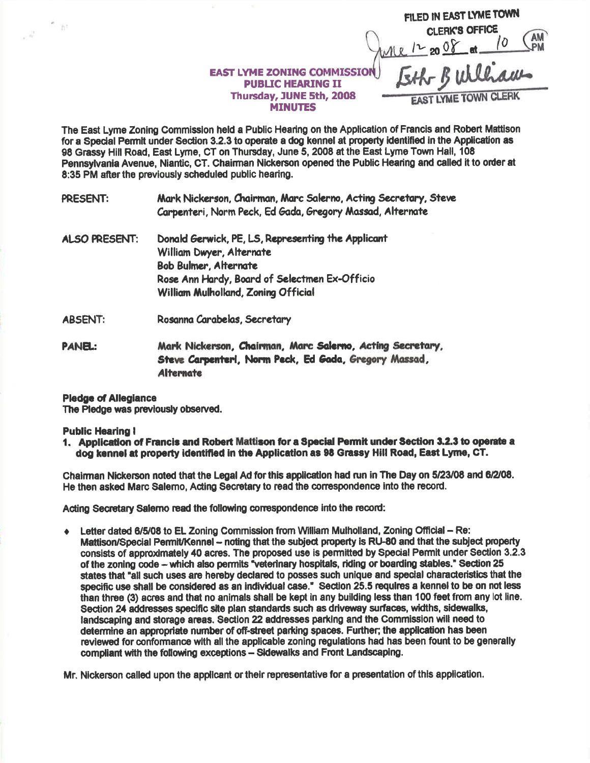FILED IN EAST LYME TOWN CLERK'S OFFICE
June 12 2008 at 10 AM
Esther B Williams
EAST LYME TOWN CLERK

# EAST LYME ZONING COMMISSION
## PUBLIC HEARING II
### Thursday, JUNE 5th, 2008
### MINUTES

The East Lyme Zoning Commission held a Public Hearing on the Application of Francis and Robert Mattison for a Special Permit under Section 3.2.3 to operate a dog kennel at property identified in the Application as 98 Grassy Hill Road, East Lyme, CT on Thursday, June 5, 2008 at the East Lyme Town Hall, 108 Pennsylvania Avenue, Niantic, CT. Chairman Nickerson opened the Public Hearing and called it to order at 8:35 PM after the previously scheduled public hearing.

PRESENT: Mark Nickerson, Chairman, Marc Salerno, Acting Secretary, Steve Carpenteri, Norm Peck, Ed Gada, Gregory Massad, Alternate

ALSO PRESENT: Donald Gerwick, PE, LS, Representing the Applicant
William Dwyer, Alternate
Bob Bulmer, Alternate
Rose Ann Hardy, Board of Selectmen Ex-Officio
William Mulholland, Zoning Official

ABSENT: Rosanna Carabelas, Secretary

**PANEL:** **Mark Nickerson, Chairman, Marc Salerno, Acting Secretary, Steve Carpenteri, Norm Peck, Ed Gada, Gregory Massad, Alternate**

**Pledge of Allegiance**
The Pledge was previously observed.

**Public Hearing I**

1. **Application of Francis and Robert Mattison for a Special Permit under Section 3.2.3 to operate a dog kennel at property identified in the Application as 98 Grassy Hill Road, East Lyme, CT.**

Chairman Nickerson noted that the Legal Ad for this application had run in The Day on 5/23/08 and 6/2/08. He then asked Marc Salerno, Acting Secretary to read the correspondence into the record.

Acting Secretary Salerno read the following correspondence into the record:

- Letter dated 6/5/08 to EL Zoning Commission from William Mulholland, Zoning Official – Re: Mattison/Special Permit/Kennel – noting that the subject property is RU-80 and that the subject property consists of approximately 40 acres. The proposed use is permitted by Special Permit under Section 3.2.3 of the zoning code – which also permits "veterinary hospitals, riding or boarding stables." Section 25 states that "all such uses are hereby declared to posses such unique and special characteristics that the specific use shall be considered as an individual case." Section 25.5 requires a kennel to be on not less than three (3) acres and that no animals shall be kept in any building less than 100 feet from any lot line. Section 24 addresses specific site plan standards such as driveway surfaces, widths, sidewalks, landscaping and storage areas. Section 22 addresses parking and the Commission will need to determine an appropriate number of off-street parking spaces. Further; the application has been reviewed for conformance with all the applicable zoning regulations had has been fount to be generally compliant with the following exceptions – Sidewalks and Front Landscaping.

Mr. Nickerson called upon the applicant or their representative for a presentation of this application.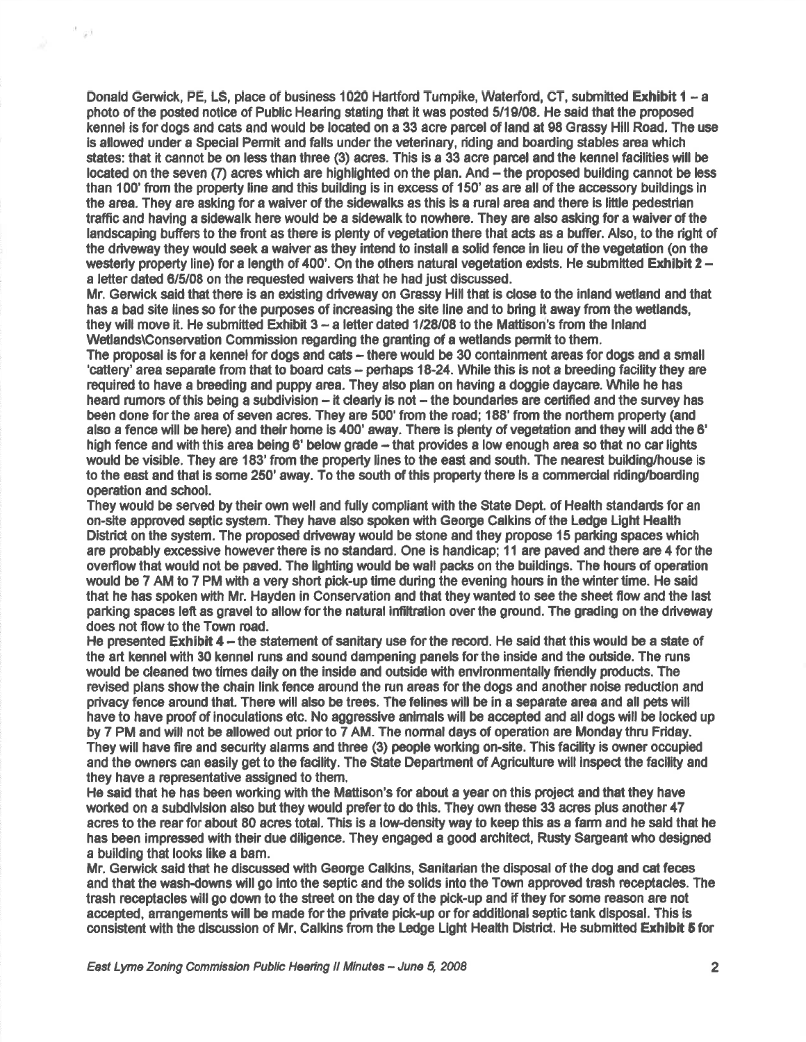Donald Gerwick, PE, LS, place of business 1020 Hartford Turnpike, Waterford, CT, submitted **Exhibit 1** – a photo of the posted notice of Public Hearing stating that it was posted 5/19/08. He said that the proposed kennel is for dogs and cats and would be located on a 33 acre parcel of land at 98 Grassy Hill Road. The use is allowed under a Special Permit and falls under the veterinary, riding and boarding stables area which states: that it cannot be on less than three (3) acres. This is a 33 acre parcel and the kennel facilities will be located on the seven (7) acres which are highlighted on the plan. And – the proposed building cannot be less than 100' from the property line and this building is in excess of 150' as are all of the accessory buildings in the area. They are asking for a waiver of the sidewalks as this is a rural area and there is little pedestrian traffic and having a sidewalk here would be a sidewalk to nowhere. They are also asking for a waiver of the landscaping buffers to the front as there is plenty of vegetation there that acts as a buffer. Also, to the right of the driveway they would seek a waiver as they intend to install a solid fence in lieu of the vegetation (on the westerly property line) for a length of 400'. On the others natural vegetation exists. He submitted **Exhibit 2** – a letter dated 6/5/08 on the requested waivers that he had just discussed.

Mr. Gerwick said that there is an existing driveway on Grassy Hill that is close to the inland wetland and that has a bad site lines so for the purposes of increasing the site line and to bring it away from the wetlands, they will move it. He submitted **Exhibit 3** – a letter dated 1/28/08 to the Mattison's from the Inland Wetlands\Conservation Commission regarding the granting of a wetlands permit to them.

The proposal is for a kennel for dogs and cats – there would be 30 containment areas for dogs and a small 'cattery' area separate from that to board cats – perhaps 18-24. While this is not a breeding facility they are required to have a breeding and puppy area. They also plan on having a doggie daycare. While he has heard rumors of this being a subdivision – it clearly is not – the boundaries are certified and the survey has been done for the area of seven acres. They are 500' from the road; 188' from the northern property (and also a fence will be here) and their home is 400' away. There is plenty of vegetation and they will add the 6' high fence and with this area being 6' below grade – that provides a low enough area so that no car lights would be visible. They are 183' from the property lines to the east and south. The nearest building/house is to the east and that is some 250' away. To the south of this property there is a commercial riding/boarding operation and school.

They would be served by their own well and fully compliant with the State Dept. of Health standards for an on-site approved septic system. They have also spoken with George Calkins of the Ledge Light Health District on the system. The proposed driveway would be stone and they propose 15 parking spaces which are probably excessive however there is no standard. One is handicap; 11 are paved and there are 4 for the overflow that would not be paved. The lighting would be wall packs on the buildings. The hours of operation would be 7 AM to 7 PM with a very short pick-up time during the evening hours in the winter time. He said that he has spoken with Mr. Hayden in Conservation and that they wanted to see the sheet flow and the last parking spaces left as gravel to allow for the natural infiltration over the ground. The grading on the driveway does not flow to the Town road.

He presented **Exhibit 4** – the statement of sanitary use for the record. He said that this would be a state of the art kennel with 30 kennel runs and sound dampening panels for the inside and the outside. The runs would be cleaned two times daily on the inside and outside with environmentally friendly products. The revised plans show the chain link fence around the run areas for the dogs and another noise reduction and privacy fence around that. There will also be trees. The felines will be in a separate area and all pets will have to have proof of inoculations etc. No aggressive animals will be accepted and all dogs will be locked up by 7 PM and will not be allowed out prior to 7 AM. The normal days of operation are Monday thru Friday. They will have fire and security alarms and three (3) people working on-site. This facility is owner occupied and the owners can easily get to the facility. The State Department of Agriculture will inspect the facility and they have a representative assigned to them.

He said that he has been working with the Mattison's for about a year on this project and that they have worked on a subdivision also but they would prefer to do this. They own these 33 acres plus another 47 acres to the rear for about 80 acres total. This is a low-density way to keep this as a farm and he said that he has been impressed with their due diligence. They engaged a good architect, Rusty Sargeant who designed a building that looks like a barn.

Mr. Gerwick said that he discussed with George Calkins, Sanitarian the disposal of the dog and cat feces and that the wash-downs will go into the septic and the solids into the Town approved trash receptacles. The trash receptacles will go down to the street on the day of the pick-up and if they for some reason are not accepted, arrangements will be made for the private pick-up or for additional septic tank disposal. This is consistent with the discussion of Mr. Calkins from the Ledge Light Health District. He submitted **Exhibit 5** for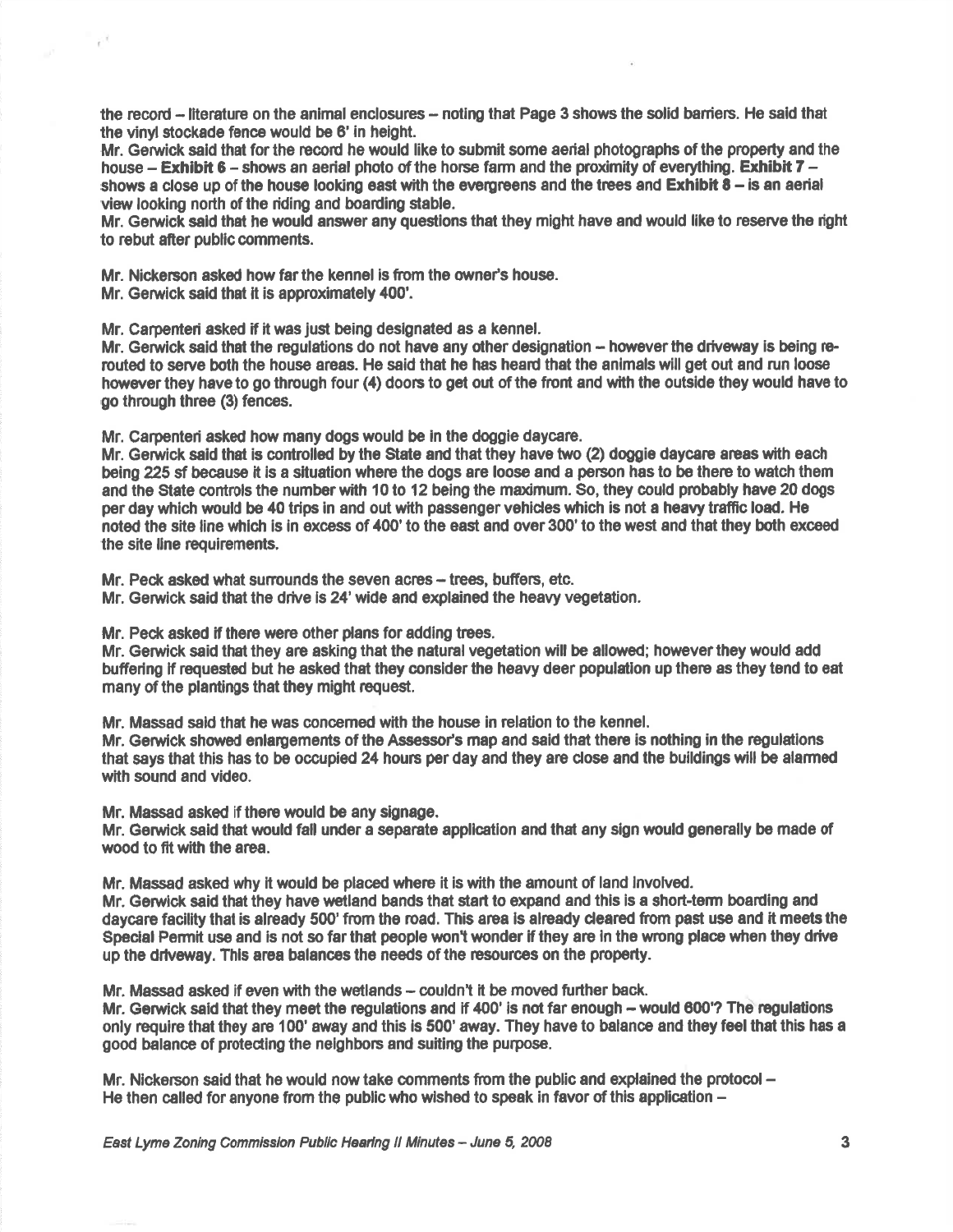the record – literature on the animal enclosures – noting that Page 3 shows the solid barriers. He said that the vinyl stockade fence would be 6' in height.

Mr. Gerwick said that for the record he would like to submit some aerial photographs of the property and the house – **Exhibit 6** – shows an aerial photo of the horse farm and the proximity of everything. **Exhibit 7** – shows a close up of the house looking east with the evergreens and the trees and **Exhibit 8** – is an aerial view looking north of the riding and boarding stable.

Mr. Gerwick said that he would answer any questions that they might have and would like to reserve the right to rebut after public comments.

Mr. Nickerson asked how far the kennel is from the owner's house.

Mr. Gerwick said that it is approximately 400'.

Mr. Carpenteri asked if it was just being designated as a kennel.

Mr. Gerwick said that the regulations do not have any other designation – however the driveway is being re-routed to serve both the house areas. He said that he has heard that the animals will get out and run loose however they have to go through four (4) doors to get out of the front and with the outside they would have to go through three (3) fences.

Mr. Carpenteri asked how many dogs would be in the doggie daycare.

Mr. Gerwick said that is controlled by the State and that they have two (2) doggie daycare areas with each being 225 sf because it is a situation where the dogs are loose and a person has to be there to watch them and the State controls the number with 10 to 12 being the maximum. So, they could probably have 20 dogs per day which would be 40 trips in and out with passenger vehicles which is not a heavy traffic load. He noted the site line which is in excess of 400' to the east and over 300' to the west and that they both exceed the site line requirements.

Mr. Peck asked what surrounds the seven acres – trees, buffers, etc.

Mr. Gerwick said that the drive is 24' wide and explained the heavy vegetation.

Mr. Peck asked if there were other plans for adding trees.

Mr. Gerwick said that they are asking that the natural vegetation will be allowed; however they would add buffering if requested but he asked that they consider the heavy deer population up there as they tend to eat many of the plantings that they might request.

Mr. Massad said that he was concerned with the house in relation to the kennel.

Mr. Gerwick showed enlargements of the Assessor's map and said that there is nothing in the regulations that says that this has to be occupied 24 hours per day and they are close and the buildings will be alarmed with sound and video.

Mr. Massad asked if there would be any signage.

Mr. Gerwick said that would fall under a separate application and that any sign would generally be made of wood to fit with the area.

Mr. Massad asked why it would be placed where it is with the amount of land involved.

Mr. Gerwick said that they have wetland bands that start to expand and this is a short-term boarding and daycare facility that is already 500' from the road. This area is already cleared from past use and it meets the Special Permit use and is not so far that people won't wonder if they are in the wrong place when they drive up the driveway. This area balances the needs of the resources on the property.

Mr. Massad asked if even with the wetlands – couldn't it be moved further back.

Mr. Gerwick said that they meet the regulations and if 400' is not far enough – would 600'? The regulations only require that they are 100' away and this is 500' away. They have to balance and they feel that this has a good balance of protecting the neighbors and suiting the purpose.

Mr. Nickerson said that he would now take comments from the public and explained the protocol –
He then called for anyone from the public who wished to speak in favor of this application –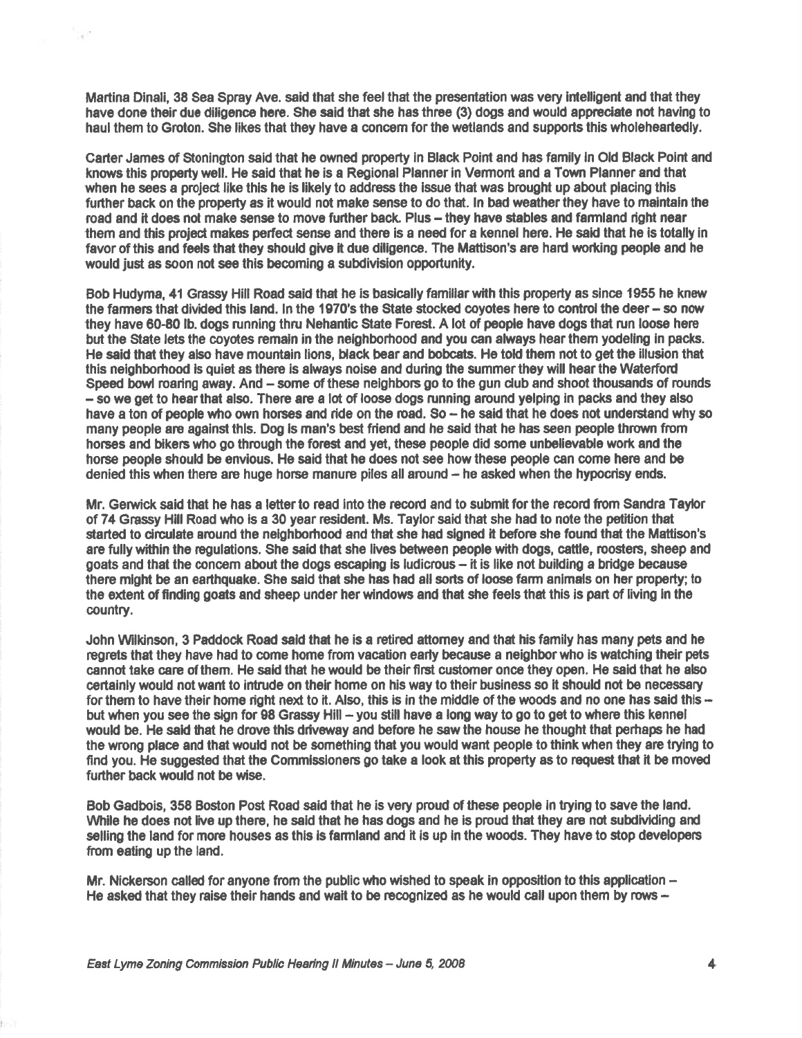Martina Dinali, 38 Sea Spray Ave. said that she feel that the presentation was very intelligent and that they have done their due diligence here. She said that she has three (3) dogs and would appreciate not having to haul them to Groton. She likes that they have a concern for the wetlands and supports this wholeheartedly.

Carter James of Stonington said that he owned property in Black Point and has family in Old Black Point and knows this property well. He said that he is a Regional Planner in Vermont and a Town Planner and that when he sees a project like this he is likely to address the issue that was brought up about placing this further back on the property as it would not make sense to do that. In bad weather they have to maintain the road and it does not make sense to move further back. Plus – they have stables and farmland right near them and this project makes perfect sense and there is a need for a kennel here. He said that he is totally in favor of this and feels that they should give it due diligence. The Mattison's are hard working people and he would just as soon not see this becoming a subdivision opportunity.

Bob Hudyma, 41 Grassy Hill Road said that he is basically familiar with this property as since 1955 he knew the farmers that divided this land. In the 1970's the State stocked coyotes here to control the deer – so now they have 60-80 lb. dogs running thru Nehantic State Forest. A lot of people have dogs that run loose here but the State lets the coyotes remain in the neighborhood and you can always hear them yodeling in packs. He said that they also have mountain lions, black bear and bobcats. He told them not to get the illusion that this neighborhood is quiet as there is always noise and during the summer they will hear the Waterford Speed bowl roaring away. And – some of these neighbors go to the gun club and shoot thousands of rounds – so we get to hear that also. There are a lot of loose dogs running around yelping in packs and they also have a ton of people who own horses and ride on the road. So – he said that he does not understand why so many people are against this. Dog is man's best friend and he said that he has seen people thrown from horses and bikers who go through the forest and yet, these people did some unbelievable work and the horse people should be envious. He said that he does not see how these people can come here and be denied this when there are huge horse manure piles all around – he asked when the hypocrisy ends.

Mr. Gerwick said that he has a letter to read into the record and to submit for the record from Sandra Taylor of 74 Grassy Hill Road who is a 30 year resident. Ms. Taylor said that she had to note the petition that started to circulate around the neighborhood and that she had signed it before she found that the Mattison's are fully within the regulations. She said that she lives between people with dogs, cattle, roosters, sheep and goats and that the concern about the dogs escaping is ludicrous – it is like not building a bridge because there might be an earthquake. She said that she has had all sorts of loose farm animals on her property; to the extent of finding goats and sheep under her windows and that she feels that this is part of living in the country.

John Wilkinson, 3 Paddock Road said that he is a retired attorney and that his family has many pets and he regrets that they have had to come home from vacation early because a neighbor who is watching their pets cannot take care of them. He said that he would be their first customer once they open. He said that he also certainly would not want to intrude on their home on his way to their business so it should not be necessary for them to have their home right next to it. Also, this is in the middle of the woods and no one has said this – but when you see the sign for 98 Grassy Hill – you still have a long way to go to get to where this kennel would be. He said that he drove this driveway and before he saw the house he thought that perhaps he had the wrong place and that would not be something that you would want people to think when they are trying to find you. He suggested that the Commissioners go take a look at this property as to request that it be moved further back would not be wise.

Bob Gadbois, 358 Boston Post Road said that he is very proud of these people in trying to save the land. While he does not live up there, he said that he has dogs and he is proud that they are not subdividing and selling the land for more houses as this is farmland and it is up in the woods. They have to stop developers from eating up the land.

Mr. Nickerson called for anyone from the public who wished to speak in opposition to this application – He asked that they raise their hands and wait to be recognized as he would call upon them by rows –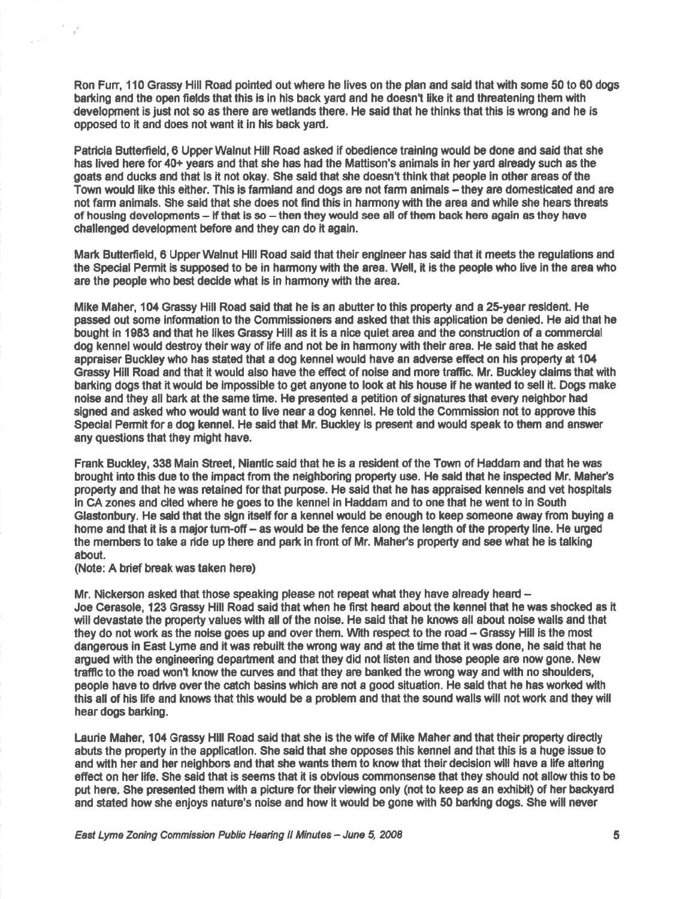Ron Furr, 110 Grassy Hill Road pointed out where he lives on the plan and said that with some 50 to 60 dogs barking and the open fields that this is in his back yard and he doesn't like it and threatening them with development is just not so as there are wetlands there. He said that he thinks that this is wrong and he is opposed to it and does not want it in his back yard.

Patricia Butterfield, 6 Upper Walnut Hill Road asked if obedience training would be done and said that she has lived here for 40+ years and that she has had the Mattison's animals in her yard already such as the goats and ducks and that is it not okay. She said that she doesn't think that people in other areas of the Town would like this either. This is farmland and dogs are not farm animals – they are domesticated and are not farm animals. She said that she does not find this in harmony with the area and while she hears threats of housing developments – if that is so – then they would see all of them back here again as they have challenged development before and they can do it again.

Mark Butterfield, 6 Upper Walnut Hill Road said that their engineer has said that it meets the regulations and the Special Permit is supposed to be in harmony with the area. Well, it is the people who live in the area who are the people who best decide what is in harmony with the area.

Mike Maher, 104 Grassy Hill Road said that he is an abutter to this property and a 25-year resident. He passed out some information to the Commissioners and asked that this application be denied. He aid that he bought in 1983 and that he likes Grassy Hill as it is a nice quiet area and the construction of a commercial dog kennel would destroy their way of life and not be in harmony with their area. He said that he asked appraiser Buckley who has stated that a dog kennel would have an adverse effect on his property at 104 Grassy Hill Road and that it would also have the effect of noise and more traffic. Mr. Buckley claims that with barking dogs that it would be impossible to get anyone to look at his house if he wanted to sell it. Dogs make noise and they all bark at the same time. He presented a petition of signatures that every neighbor had signed and asked who would want to live near a dog kennel. He told the Commission not to approve this Special Permit for a dog kennel. He said that Mr. Buckley is present and would speak to them and answer any questions that they might have.

Frank Buckley, 338 Main Street, Niantic said that he is a resident of the Town of Haddam and that he was brought into this due to the impact from the neighboring property use. He said that he inspected Mr. Maher's property and that he was retained for that purpose. He said that he has appraised kennels and vet hospitals in CA zones and cited where he goes to the kennel in Haddam and to one that he went to in South Glastonbury. He said that the sign itself for a kennel would be enough to keep someone away from buying a home and that it is a major turn-off – as would be the fence along the length of the property line. He urged the members to take a ride up there and park in front of Mr. Maher's property and see what he is talking about.
(Note: A brief break was taken here)

Mr. Nickerson asked that those speaking please not repeat what they have already heard –
Joe Cerasole, 123 Grassy Hill Road said that when he first heard about the kennel that he was shocked as it will devastate the property values with all of the noise. He said that he knows all about noise walls and that they do not work as the noise goes up and over them. With respect to the road – Grassy Hill is the most dangerous in East Lyme and it was rebuilt the wrong way and at the time that it was done, he said that he argued with the engineering department and that they did not listen and those people are now gone. New traffic to the road won't know the curves and that they are banked the wrong way and with no shoulders, people have to drive over the catch basins which are not a good situation. He said that he has worked with this all of his life and knows that this would be a problem and that the sound walls will not work and they will hear dogs barking.

Laurie Maher, 104 Grassy Hill Road said that she is the wife of Mike Maher and that their property directly abuts the property in the application. She said that she opposes this kennel and that this is a huge issue to and with her and her neighbors and that she wants them to know that their decision will have a life altering effect on her life. She said that is seems that it is obvious commonsense that they should not allow this to be put here. She presented them with a picture for their viewing only (not to keep as an exhibit) of her backyard and stated how she enjoys nature's noise and how it would be gone with 50 barking dogs. She will never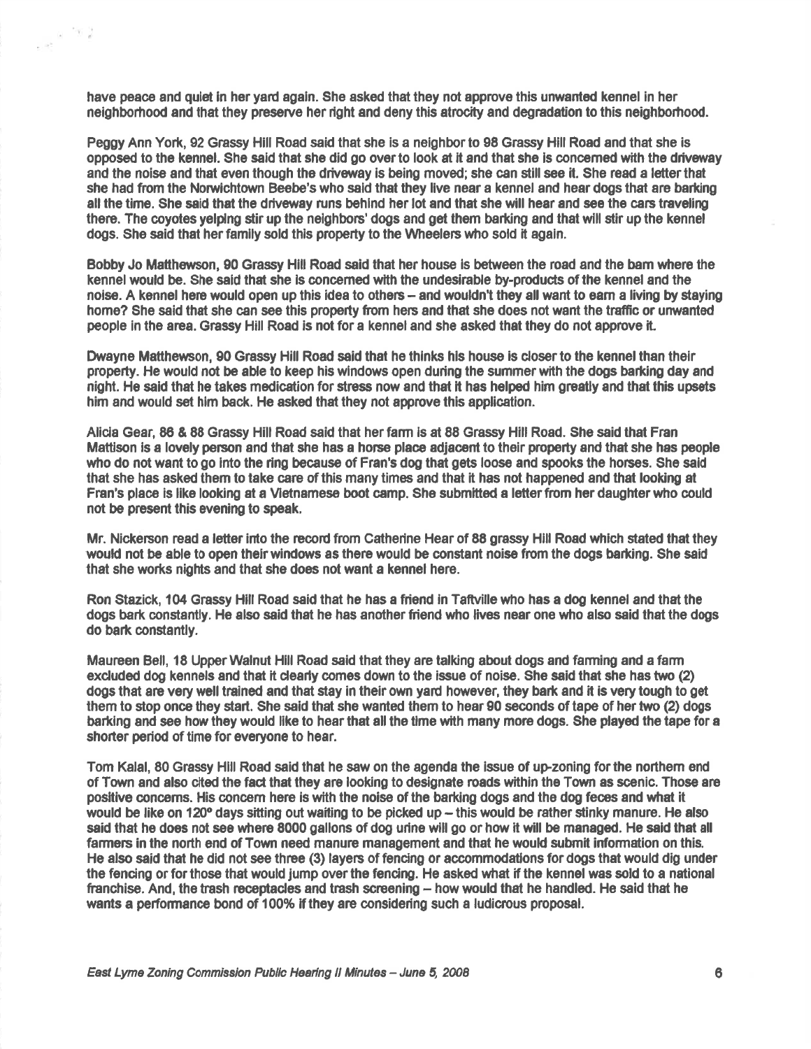have peace and quiet in her yard again. She asked that they not approve this unwanted kennel in her neighborhood and that they preserve her right and deny this atrocity and degradation to this neighborhood.

Peggy Ann York, 92 Grassy Hill Road said that she is a neighbor to 98 Grassy Hill Road and that she is opposed to the kennel. She said that she did go over to look at it and that she is concerned with the driveway and the noise and that even though the driveway is being moved; she can still see it. She read a letter that she had from the Norwichtown Beebe's who said that they live near a kennel and hear dogs that are barking all the time. She said that the driveway runs behind her lot and that she will hear and see the cars traveling there. The coyotes yelping stir up the neighbors' dogs and get them barking and that will stir up the kennel dogs. She said that her family sold this property to the Wheelers who sold it again.

Bobby Jo Matthewson, 90 Grassy Hill Road said that her house is between the road and the barn where the kennel would be. She said that she is concerned with the undesirable by-products of the kennel and the noise. A kennel here would open up this idea to others – and wouldn't they all want to earn a living by staying home? She said that she can see this property from hers and that she does not want the traffic or unwanted people in the area. Grassy Hill Road is not for a kennel and she asked that they do not approve it.

Dwayne Matthewson, 90 Grassy Hill Road said that he thinks his house is closer to the kennel than their property. He would not be able to keep his windows open during the summer with the dogs barking day and night. He said that he takes medication for stress now and that it has helped him greatly and that this upsets him and would set him back. He asked that they not approve this application.

Alicia Gear, 86 & 88 Grassy Hill Road said that her farm is at 88 Grassy Hill Road. She said that Fran Mattison is a lovely person and that she has a horse place adjacent to their property and that she has people who do not want to go into the ring because of Fran's dog that gets loose and spooks the horses. She said that she has asked them to take care of this many times and that it has not happened and that looking at Fran's place is like looking at a Vietnamese boot camp. She submitted a letter from her daughter who could not be present this evening to speak.

Mr. Nickerson read a letter into the record from Catherine Hear of 88 grassy Hill Road which stated that they would not be able to open their windows as there would be constant noise from the dogs barking. She said that she works nights and that she does not want a kennel here.

Ron Stazick, 104 Grassy Hill Road said that he has a friend in Taftville who has a dog kennel and that the dogs bark constantly. He also said that he has another friend who lives near one who also said that the dogs do bark constantly.

Maureen Bell, 18 Upper Walnut Hill Road said that they are talking about dogs and farming and a farm excluded dog kennels and that it clearly comes down to the issue of noise. She said that she has two (2) dogs that are very well trained and that stay in their own yard however, they bark and it is very tough to get them to stop once they start. She said that she wanted them to hear 90 seconds of tape of her two (2) dogs barking and see how they would like to hear that all the time with many more dogs. She played the tape for a shorter period of time for everyone to hear.

Tom Kalal, 80 Grassy Hill Road said that he saw on the agenda the issue of up-zoning for the northern end of Town and also cited the fact that they are looking to designate roads within the Town as scenic. Those are positive concerns. His concern here is with the noise of the barking dogs and the dog feces and what it would be like on 120° days sitting out waiting to be picked up – this would be rather stinky manure. He also said that he does not see where 8000 gallons of dog urine will go or how it will be managed. He said that all farmers in the north end of Town need manure management and that he would submit information on this. He also said that he did not see three (3) layers of fencing or accommodations for dogs that would dig under the fencing or for those that would jump over the fencing. He asked what if the kennel was sold to a national franchise. And, the trash receptacles and trash screening – how would that he handled. He said that he wants a performance bond of 100% if they are considering such a ludicrous proposal.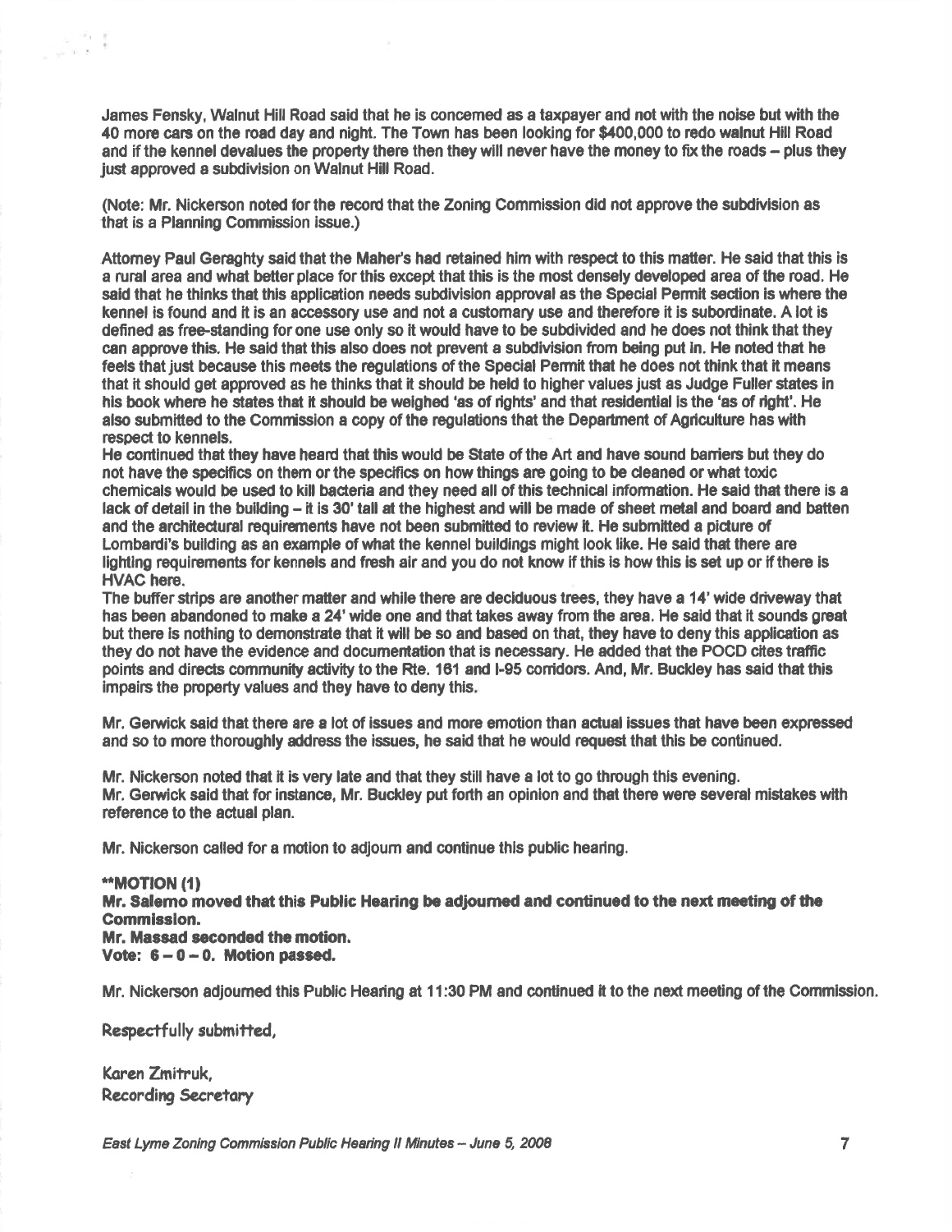James Fensky, Walnut Hill Road said that he is concerned as a taxpayer and not with the noise but with the 40 more cars on the road day and night. The Town has been looking for $400,000 to redo walnut Hill Road and if the kennel devalues the property there then they will never have the money to fix the roads – plus they just approved a subdivision on Walnut Hill Road.

(Note: Mr. Nickerson noted for the record that the Zoning Commission did not approve the subdivision as that is a Planning Commission issue.)

Attorney Paul Geraghty said that the Maher's had retained him with respect to this matter. He said that this is a rural area and what better place for this except that this is the most densely developed area of the road. He said that he thinks that this application needs subdivision approval as the Special Permit section is where the kennel is found and it is an accessory use and not a customary use and therefore it is subordinate. A lot is defined as free-standing for one use only so it would have to be subdivided and he does not think that they can approve this. He said that this also does not prevent a subdivision from being put in. He noted that he feels that just because this meets the regulations of the Special Permit that he does not think that it means that it should get approved as he thinks that it should be held to higher values just as Judge Fuller states in his book where he states that it should be weighed 'as of rights' and that residential is the 'as of right'. He also submitted to the Commission a copy of the regulations that the Department of Agriculture has with respect to kennels.
He continued that they have heard that this would be State of the Art and have sound barriers but they do not have the specifics on them or the specifics on how things are going to be cleaned or what toxic chemicals would be used to kill bacteria and they need all of this technical information. He said that there is a lack of detail in the building – it is 30' tall at the highest and will be made of sheet metal and board and batten and the architectural requirements have not been submitted to review it. He submitted a picture of Lombardi's building as an example of what the kennel buildings might look like. He said that there are lighting requirements for kennels and fresh air and you do not know if this is how this is set up or if there is HVAC here.
The buffer strips are another matter and while there are deciduous trees, they have a 14' wide driveway that has been abandoned to make a 24' wide one and that takes away from the area. He said that it sounds great but there is nothing to demonstrate that it will be so and based on that, they have to deny this application as they do not have the evidence and documentation that is necessary. He added that the POCD cites traffic points and directs community activity to the Rte. 161 and I-95 corridors. And, Mr. Buckley has said that this impairs the property values and they have to deny this.

Mr. Gerwick said that there are a lot of issues and more emotion than actual issues that have been expressed and so to more thoroughly address the issues, he said that he would request that this be continued.

Mr. Nickerson noted that it is very late and that they still have a lot to go through this evening.
Mr. Gerwick said that for instance, Mr. Buckley put forth an opinion and that there were several mistakes with reference to the actual plan.

Mr. Nickerson called for a motion to adjourn and continue this public hearing.

**\*\*MOTION (1)**
**Mr. Salerno moved that this Public Hearing be adjourned and continued to the next meeting of the Commission.**
**Mr. Massad seconded the motion.**
**Vote: 6 – 0 – 0. Motion passed.**

Mr. Nickerson adjourned this Public Hearing at 11:30 PM and continued it to the next meeting of the Commission.

Respectfully submitted,

Karen Zmitruk,
Recording Secretary